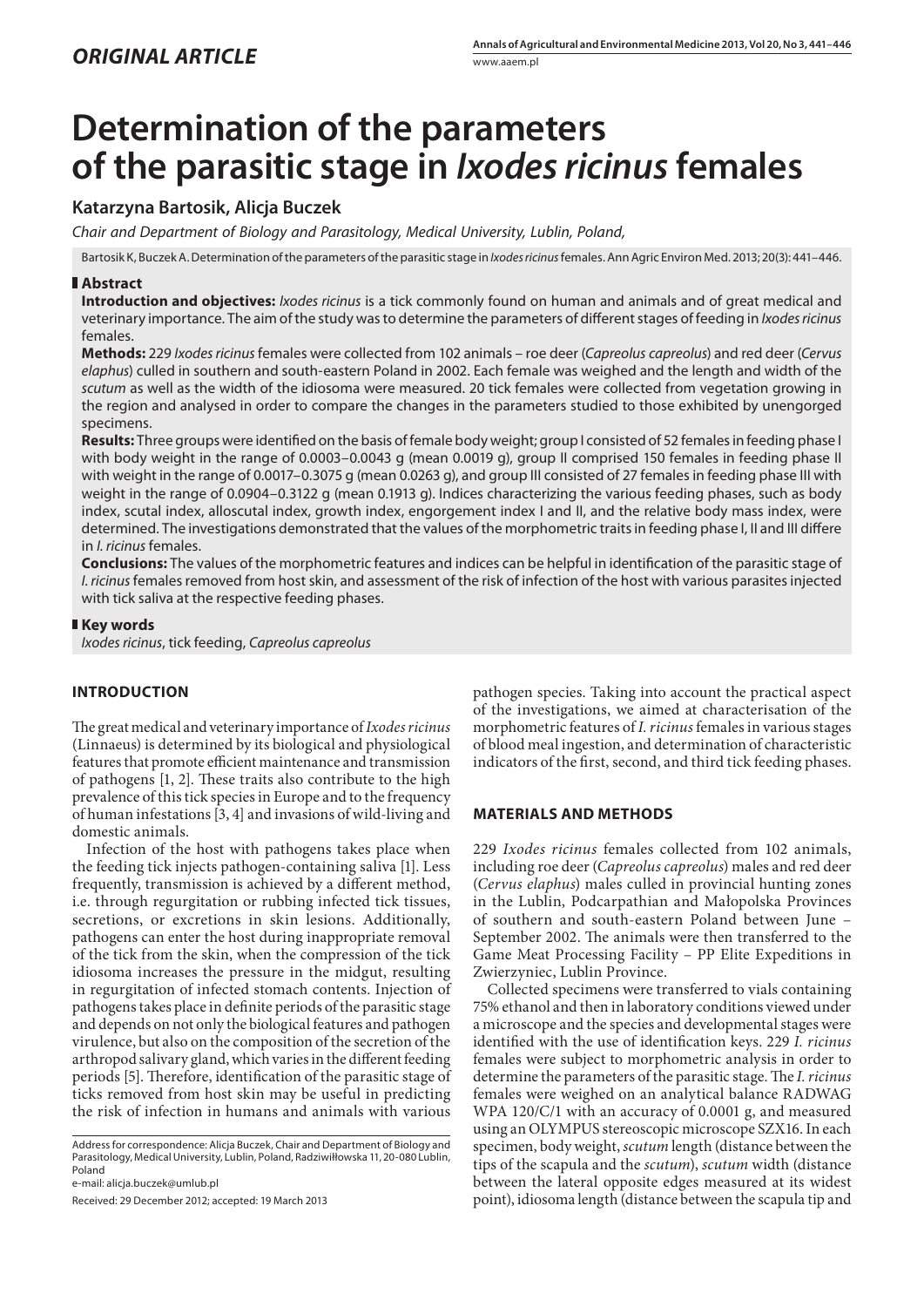*ORIGINAL ARTICLE*

# Determination of the parameters of the parasitic stage in *Ixodes ricinus* females

**Katarzyna Bartosik, Alicja Buczek**

*Chair and Department of Biology and Parasitology, Medical University, Lublin, Poland,*

Bartosik K, Buczek A. Determination of the parameters of the parasitic stage in *Ixodes ricinus* females. Ann Agric Environ Med. 2013; 20(3): 441–446.

## Abstract

**Introduction and objectives:** *Ixodes ricinus* is a tick commonly found on human and animals and of great medical and veterinary importance. The aim of the study was to determine the parameters of different stages of feeding in *Ixodes ricinus* females.

**Methods:** 229 *Ixodes ricinus* females were collected from 102 animals – roe deer (*Capreolus capreolus*) and red deer (*Cervus elaphus*) culled in southern and south-eastern Poland in 2002. Each female was weighed and the length and width of the *scutum* as well as the width of the idiosoma were measured. 20 tick females were collected from vegetation growing in the region and analysed in order to compare the changes in the parameters studied to those exhibited by unengorged specimens.

**Results:** Three groups were identified on the basis of female body weight; group I consisted of 52 females in feeding phase I with body weight in the range of 0.0003–0.0043 g (mean 0.0019 g), group II comprised 150 females in feeding phase II with weight in the range of 0.0017–0.3075 g (mean 0.0263 g), and group III consisted of 27 females in feeding phase III with weight in the range of 0.0904–0.3122 g (mean 0.1913 g). Indices characterizing the various feeding phases, such as body index, scutal index, alloscutal index, growth index, engorgement index I and II, and the relative body mass index, were determined. The investigations demonstrated that the values of the morphometric traits in feeding phase I, II and III differe in *I. ricinus* females.

**Conclusions:** The values of the morphometric features and indices can be helpful in identification of the parasitic stage of *I. ricinus* females removed from host skin, and assessment of the risk of infection of the host with various parasites injected with tick saliva at the respective feeding phases.

## Key words

*Ixodes ricinus*, tick feeding, *Capreolus capreolus*

## INTRODUCTION

The great medical and veterinary importance of *Ixodes ricinus* (Linnaeus) is determined by its biological and physiological features that promote efficient maintenance and transmission of pathogens [1, 2]. These traits also contribute to the high prevalence of this tick species in Europe and to the frequency of human infestations [3, 4] and invasions of wild-living and domestic animals.

Infection of the host with pathogens takes place when the feeding tick injects pathogen-containing saliva [1]. Less frequently, transmission is achieved by a different method, i.e. through regurgitation or rubbing infected tick tissues, secretions, or excretions in skin lesions. Additionally, pathogens can enter the host during inappropriate removal of the tick from the skin, when the compression of the tick idiosoma increases the pressure in the midgut, resulting in regurgitation of infected stomach contents. Injection of pathogens takes place in definite periods of the parasitic stage and depends on not only the biological features and pathogen virulence, but also on the composition of the secretion of the arthropod salivary gland, which varies in the different feeding periods [5]. Therefore, identification of the parasitic stage of ticks removed from host skin may be useful in predicting the risk of infection in humans and animals with various pathogen species. Taking into account the practical aspect of the investigations, we aimed at characterisation of the morphometric features of *I. ricinus* females in various stages of blood meal ingestion, and determination of characteristic indicators of the first, second, and third tick feeding phases.

## MATERIALS AND METHODS

229 *Ixodes ricinus* females collected from 102 animals, including roe deer (*Capreolus capreolus*) males and red deer (*Cervus elaphus*) males culled in provincial hunting zones in the Lublin, Podcarpathian and Małopolska Provinces of southern and south-eastern Poland between June – September 2002. The animals were then transferred to the Game Meat Processing Facility – PP Elite Expeditions in Zwierzyniec, Lublin Province.

Collected specimens were transferred to vials containing 75% ethanol and then in laboratory conditions viewed under a microscope and the species and developmental stages were identified with the use of identification keys. 229 *I. ricinus* females were subject to morphometric analysis in order to determine the parameters of the parasitic stage. The *I. ricinus* females were weighed on an analytical balance RADWAG WPA 120/C/1 with an accuracy of 0.0001 g, and measured using an OLYMPUS stereoscopic microscope SZX16. In each specimen, body weight, *scutum* length (distance between the tips of the scapula and the *scutum*), *scutum* width (distance between the lateral opposite edges measured at its widest point), idiosoma length (distance between the scapula tip and

Address for correspondence: Alicja Buczek, Chair and Department of Biology and Parasitology, Medical University, Lublin, Poland, Radziwiłłowska 11, 20-080 Lublin, Poland
e-mail: alicja.buczek@umlub.pl

Received: 29 December 2012; accepted: 19 March 2013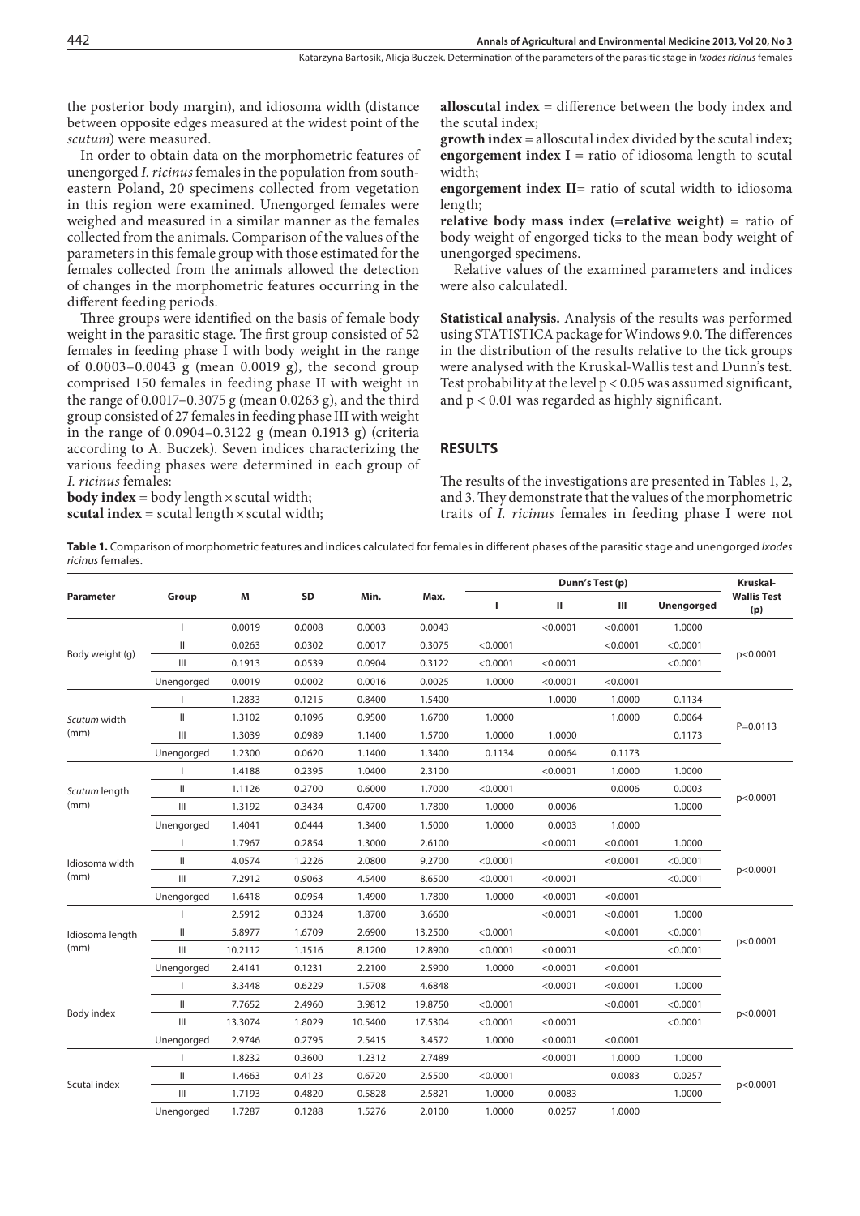the posterior body margin), and idiosoma width (distance between opposite edges measured at the widest point of the *scutum*) were measured.

In order to obtain data on the morphometric features of unengorged *I. ricinus* females in the population from south-eastern Poland, 20 specimens collected from vegetation in this region were examined. Unengorged females were weighed and measured in a similar manner as the females collected from the animals. Comparison of the values of the parameters in this female group with those estimated for the females collected from the animals allowed the detection of changes in the morphometric features occurring in the different feeding periods.

Three groups were identified on the basis of female body weight in the parasitic stage. The first group consisted of 52 females in feeding phase I with body weight in the range of 0.0003–0.0043 g (mean 0.0019 g), the second group comprised 150 females in feeding phase II with weight in the range of 0.0017–0.3075 g (mean 0.0263 g), and the third group consisted of 27 females in feeding phase III with weight in the range of 0.0904–0.3122 g (mean 0.1913 g) (criteria according to A. Buczek). Seven indices characterizing the various feeding phases were determined in each group of *I. ricinus* females:

**body index** = body length × scutal width;
**scutal index** = scutal length × scutal width;
**alloscutal index** = difference between the body index and the scutal index;
**growth index** = alloscutal index divided by the scutal index;
**engorgement index I** = ratio of idiosoma length to scutal width;
**engorgement index II**= ratio of scutal width to idiosoma length;
**relative body mass index (=relative weight)** = ratio of body weight of engorged ticks to the mean body weight of unengorged specimens.

Relative values of the examined parameters and indices were also calculatedl.

**Statistical analysis.** Analysis of the results was performed using STATISTICA package for Windows 9.0. The differences in the distribution of the results relative to the tick groups were analysed with the Kruskal-Wallis test and Dunn's test. Test probability at the level $p < 0.05$ was assumed significant, and $p < 0.01$ was regarded as highly significant.

## RESULTS

The results of the investigations are presented in Tables 1, 2, and 3. They demonstrate that the values of the morphometric traits of *I. ricinus* females in feeding phase I were not

**Table 1.** Comparison of morphometric features and indices calculated for females in different phases of the parasitic stage and unengorged *Ixodes ricinus* females.

| Parameter | Group | M | SD | Min. | Max. | Dunn's Test (p) | | | | Kruskal-Wallis Test (p) |
|---|---|---|---|---|---|---|---|---|---|---|
| | | | | | | I | II | III | Unengorged | |
| Body weight (g) | I | 0.0019 | 0.0008 | 0.0003 | 0.0043 | | <0.0001 | <0.0001 | 1.0000 | p<0.0001 |
| | II | 0.0263 | 0.0302 | 0.0017 | 0.3075 | <0.0001 | | <0.0001 | <0.0001 | |
| | III | 0.1913 | 0.0539 | 0.0904 | 0.3122 | <0.0001 | <0.0001 | | <0.0001 | |
| | Unengorged | 0.0019 | 0.0002 | 0.0016 | 0.0025 | 1.0000 | <0.0001 | <0.0001 | | |
| *Scutum* width (mm) | I | 1.2833 | 0.1215 | 0.8400 | 1.5400 | | 1.0000 | 1.0000 | 0.1134 | P=0.0113 |
| | II | 1.3102 | 0.1096 | 0.9500 | 1.6700 | 1.0000 | | 1.0000 | 0.0064 | |
| | III | 1.3039 | 0.0989 | 1.1400 | 1.5700 | 1.0000 | 1.0000 | | 0.1173 | |
| | Unengorged | 1.2300 | 0.0620 | 1.1400 | 1.3400 | 0.1134 | 0.0064 | 0.1173 | | |
| *Scutum* length (mm) | I | 1.4188 | 0.2395 | 1.0400 | 2.3100 | | <0.0001 | 1.0000 | 1.0000 | p<0.0001 |
| | II | 1.1126 | 0.2700 | 0.6000 | 1.7000 | <0.0001 | | 0.0006 | 0.0003 | |
| | III | 1.3192 | 0.3434 | 0.4700 | 1.7800 | 1.0000 | 0.0006 | | 1.0000 | |
| | Unengorged | 1.4041 | 0.0444 | 1.3400 | 1.5000 | 1.0000 | 0.0003 | 1.0000 | | |
| Idiosoma width (mm) | I | 1.7967 | 0.2854 | 1.3000 | 2.6100 | | <0.0001 | <0.0001 | 1.0000 | p<0.0001 |
| | II | 4.0574 | 1.2226 | 2.0800 | 9.2700 | <0.0001 | | <0.0001 | <0.0001 | |
| | III | 7.2912 | 0.9063 | 4.5400 | 8.6500 | <0.0001 | <0.0001 | | <0.0001 | |
| | Unengorged | 1.6418 | 0.0954 | 1.4900 | 1.7800 | 1.0000 | <0.0001 | <0.0001 | | |
| Idiosoma length (mm) | I | 2.5912 | 0.3324 | 1.8700 | 3.6600 | | <0.0001 | <0.0001 | 1.0000 | p<0.0001 |
| | II | 5.8977 | 1.6709 | 2.6900 | 13.2500 | <0.0001 | | <0.0001 | <0.0001 | |
| | III | 10.2112 | 1.1516 | 8.1200 | 12.8900 | <0.0001 | <0.0001 | | <0.0001 | |
| | Unengorged | 2.4141 | 0.1231 | 2.2100 | 2.5900 | 1.0000 | <0.0001 | <0.0001 | | |
| Body index | I | 3.3448 | 0.6229 | 1.5708 | 4.6848 | | <0.0001 | <0.0001 | 1.0000 | p<0.0001 |
| | II | 7.7652 | 2.4960 | 3.9812 | 19.8750 | <0.0001 | | <0.0001 | <0.0001 | |
| | III | 13.3074 | 1.8029 | 10.5400 | 17.5304 | <0.0001 | <0.0001 | | <0.0001 | |
| | Unengorged | 2.9746 | 0.2795 | 2.5415 | 3.4572 | 1.0000 | <0.0001 | <0.0001 | | |
| Scutal index | I | 1.8232 | 0.3600 | 1.2312 | 2.7489 | | <0.0001 | 1.0000 | 1.0000 | p<0.0001 |
| | II | 1.4663 | 0.4123 | 0.6720 | 2.5500 | <0.0001 | | 0.0083 | 0.0257 | |
| | III | 1.7193 | 0.4820 | 0.5828 | 2.5821 | 1.0000 | 0.0083 | | 1.0000 | |
| | Unengorged | 1.7287 | 0.1288 | 1.5276 | 2.0100 | 1.0000 | 0.0257 | 1.0000 | | |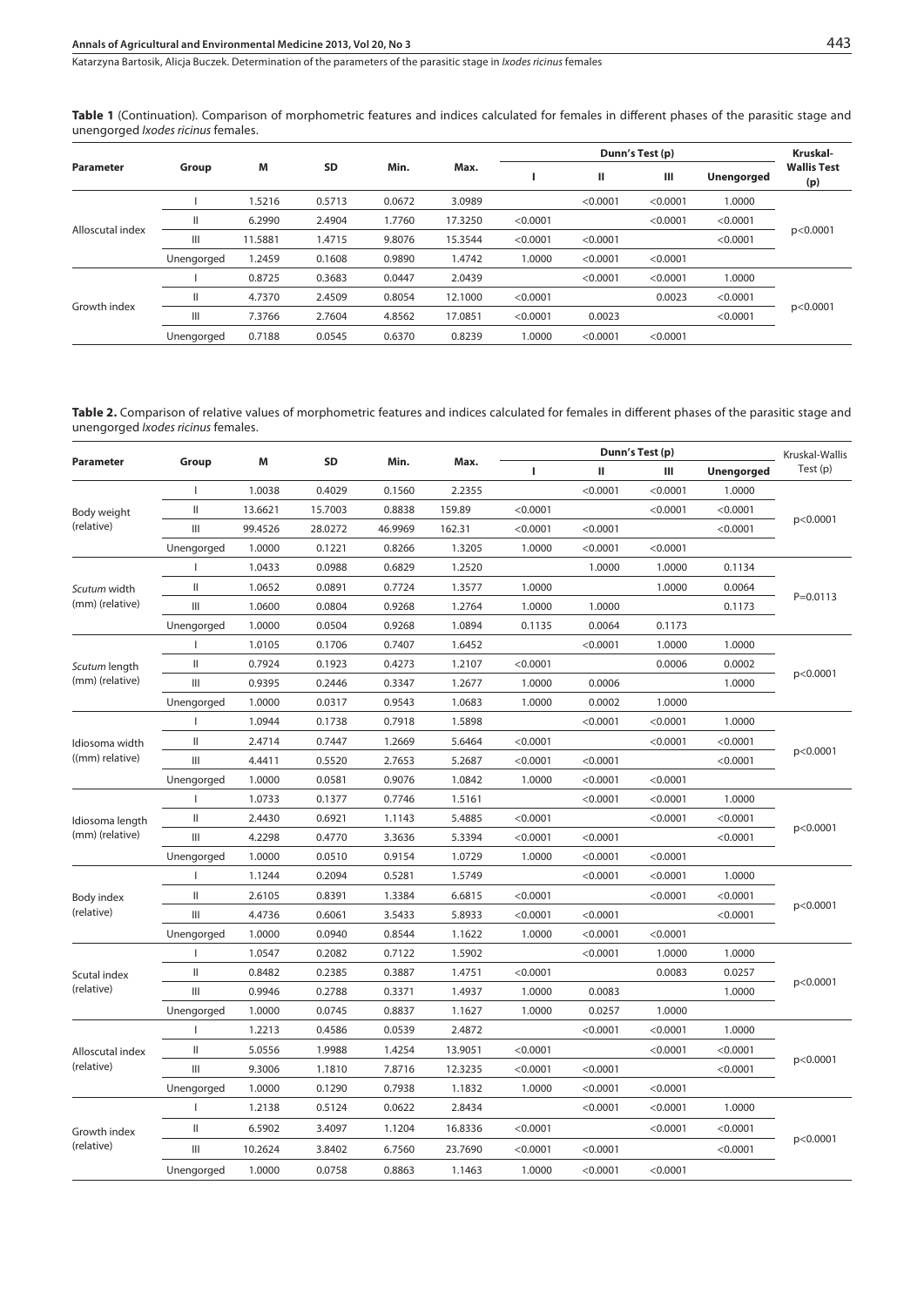**Table 1** (Continuation). Comparison of morphometric features and indices calculated for females in different phases of the parasitic stage and unengorged *Ixodes ricinus* females.

| Parameter | Group | M | SD | Min. | Max. | Dunn's Test (p) | | | | Kruskal-Wallis Test (p) |
|---|---|---|---|---|---|---|---|---|---|---|
| | | | | | | I | II | III | Unengorged | |
| Alloscutal index | I | 1.5216 | 0.5713 | 0.0672 | 3.0989 | | <0.0001 | <0.0001 | 1.0000 | p<0.0001 |
| | II | 6.2990 | 2.4904 | 1.7760 | 17.3250 | <0.0001 | | <0.0001 | <0.0001 | |
| | III | 11.5881 | 1.4715 | 9.8076 | 15.3544 | <0.0001 | <0.0001 | | <0.0001 | |
| | Unengorged | 1.2459 | 0.1608 | 0.9890 | 1.4742 | 1.0000 | <0.0001 | <0.0001 | | |
| Growth index | I | 0.8725 | 0.3683 | 0.0447 | 2.0439 | | <0.0001 | <0.0001 | 1.0000 | p<0.0001 |
| | II | 4.7370 | 2.4509 | 0.8054 | 12.1000 | <0.0001 | | 0.0023 | <0.0001 | |
| | III | 7.3766 | 2.7604 | 4.8562 | 17.0851 | <0.0001 | 0.0023 | | <0.0001 | |
| | Unengorged | 0.7188 | 0.0545 | 0.6370 | 0.8239 | 1.0000 | <0.0001 | <0.0001 | | |

**Table 2.** Comparison of relative values of morphometric features and indices calculated for females in different phases of the parasitic stage and unengorged *Ixodes ricinus* females.

| Parameter | Group | M | SD | Min. | Max. | Dunn's Test (p) | | | | Kruskal-Wallis Test (p) |
|---|---|---|---|---|---|---|---|---|---|---|
| | | | | | | I | II | III | Unengorged | |
| Body weight (relative) | I | 1.0038 | 0.4029 | 0.1560 | 2.2355 | | <0.0001 | <0.0001 | 1.0000 | p<0.0001 |
| | II | 13.6621 | 15.7003 | 0.8838 | 159.89 | <0.0001 | | <0.0001 | <0.0001 | |
| | III | 99.4526 | 28.0272 | 46.9969 | 162.31 | <0.0001 | <0.0001 | | <0.0001 | |
| | Unengorged | 1.0000 | 0.1221 | 0.8266 | 1.3205 | 1.0000 | <0.0001 | <0.0001 | | |
| *Scutum* width (mm) (relative) | I | 1.0433 | 0.0988 | 0.6829 | 1.2520 | | 1.0000 | 1.0000 | 0.1134 | P=0.0113 |
| | II | 1.0652 | 0.0891 | 0.7724 | 1.3577 | 1.0000 | | 1.0000 | 0.0064 | |
| | III | 1.0600 | 0.0804 | 0.9268 | 1.2764 | 1.0000 | 1.0000 | | 0.1173 | |
| | Unengorged | 1.0000 | 0.0504 | 0.9268 | 1.0894 | 0.1135 | 0.0064 | 0.1173 | | |
| *Scutum* length (mm) (relative) | I | 1.0105 | 0.1706 | 0.7407 | 1.6452 | | <0.0001 | 1.0000 | 1.0000 | p<0.0001 |
| | II | 0.7924 | 0.1923 | 0.4273 | 1.2107 | <0.0001 | | 0.0006 | 0.0002 | |
| | III | 0.9395 | 0.2446 | 0.3347 | 1.2677 | 1.0000 | 0.0006 | | 1.0000 | |
| | Unengorged | 1.0000 | 0.0317 | 0.9543 | 1.0683 | 1.0000 | 0.0002 | 1.0000 | | |
| Idiosoma width ((mm) relative) | I | 1.0944 | 0.1738 | 0.7918 | 1.5898 | | <0.0001 | <0.0001 | 1.0000 | p<0.0001 |
| | II | 2.4714 | 0.7447 | 1.2669 | 5.6464 | <0.0001 | | <0.0001 | <0.0001 | |
| | III | 4.4411 | 0.5520 | 2.7653 | 5.2687 | <0.0001 | <0.0001 | | <0.0001 | |
| | Unengorged | 1.0000 | 0.0581 | 0.9076 | 1.0842 | 1.0000 | <0.0001 | <0.0001 | | |
| Idiosoma length (mm) (relative) | I | 1.0733 | 0.1377 | 0.7746 | 1.5161 | | <0.0001 | <0.0001 | 1.0000 | p<0.0001 |
| | II | 2.4430 | 0.6921 | 1.1143 | 5.4885 | <0.0001 | | <0.0001 | <0.0001 | |
| | III | 4.2298 | 0.4770 | 3.3636 | 5.3394 | <0.0001 | <0.0001 | | <0.0001 | |
| | Unengorged | 1.0000 | 0.0510 | 0.9154 | 1.0729 | 1.0000 | <0.0001 | <0.0001 | | |
| Body index (relative) | I | 1.1244 | 0.2094 | 0.5281 | 1.5749 | | <0.0001 | <0.0001 | 1.0000 | p<0.0001 |
| | II | 2.6105 | 0.8391 | 1.3384 | 6.6815 | <0.0001 | | <0.0001 | <0.0001 | |
| | III | 4.4736 | 0.6061 | 3.5433 | 5.8933 | <0.0001 | <0.0001 | | <0.0001 | |
| | Unengorged | 1.0000 | 0.0940 | 0.8544 | 1.1622 | 1.0000 | <0.0001 | <0.0001 | | |
| Scutal index (relative) | I | 1.0547 | 0.2082 | 0.7122 | 1.5902 | | <0.0001 | 1.0000 | 1.0000 | p<0.0001 |
| | II | 0.8482 | 0.2385 | 0.3887 | 1.4751 | <0.0001 | | 0.0083 | 0.0257 | |
| | III | 0.9946 | 0.2788 | 0.3371 | 1.4937 | 1.0000 | 0.0083 | | 1.0000 | |
| | Unengorged | 1.0000 | 0.0745 | 0.8837 | 1.1627 | 1.0000 | 0.0257 | 1.0000 | | |
| Alloscutal index (relative) | I | 1.2213 | 0.4586 | 0.0539 | 2.4872 | | <0.0001 | <0.0001 | 1.0000 | p<0.0001 |
| | II | 5.0556 | 1.9988 | 1.4254 | 13.9051 | <0.0001 | | <0.0001 | <0.0001 | |
| | III | 9.3006 | 1.1810 | 7.8716 | 12.3235 | <0.0001 | <0.0001 | | <0.0001 | |
| | Unengorged | 1.0000 | 0.1290 | 0.7938 | 1.1832 | 1.0000 | <0.0001 | <0.0001 | | |
| Growth index (relative) | I | 1.2138 | 0.5124 | 0.0622 | 2.8434 | | <0.0001 | <0.0001 | 1.0000 | p<0.0001 |
| | II | 6.5902 | 3.4097 | 1.1204 | 16.8336 | <0.0001 | | <0.0001 | <0.0001 | |
| | III | 10.2624 | 3.8402 | 6.7560 | 23.7690 | <0.0001 | <0.0001 | | <0.0001 | |
| | Unengorged | 1.0000 | 0.0758 | 0.8863 | 1.1463 | 1.0000 | <0.0001 | <0.0001 | | |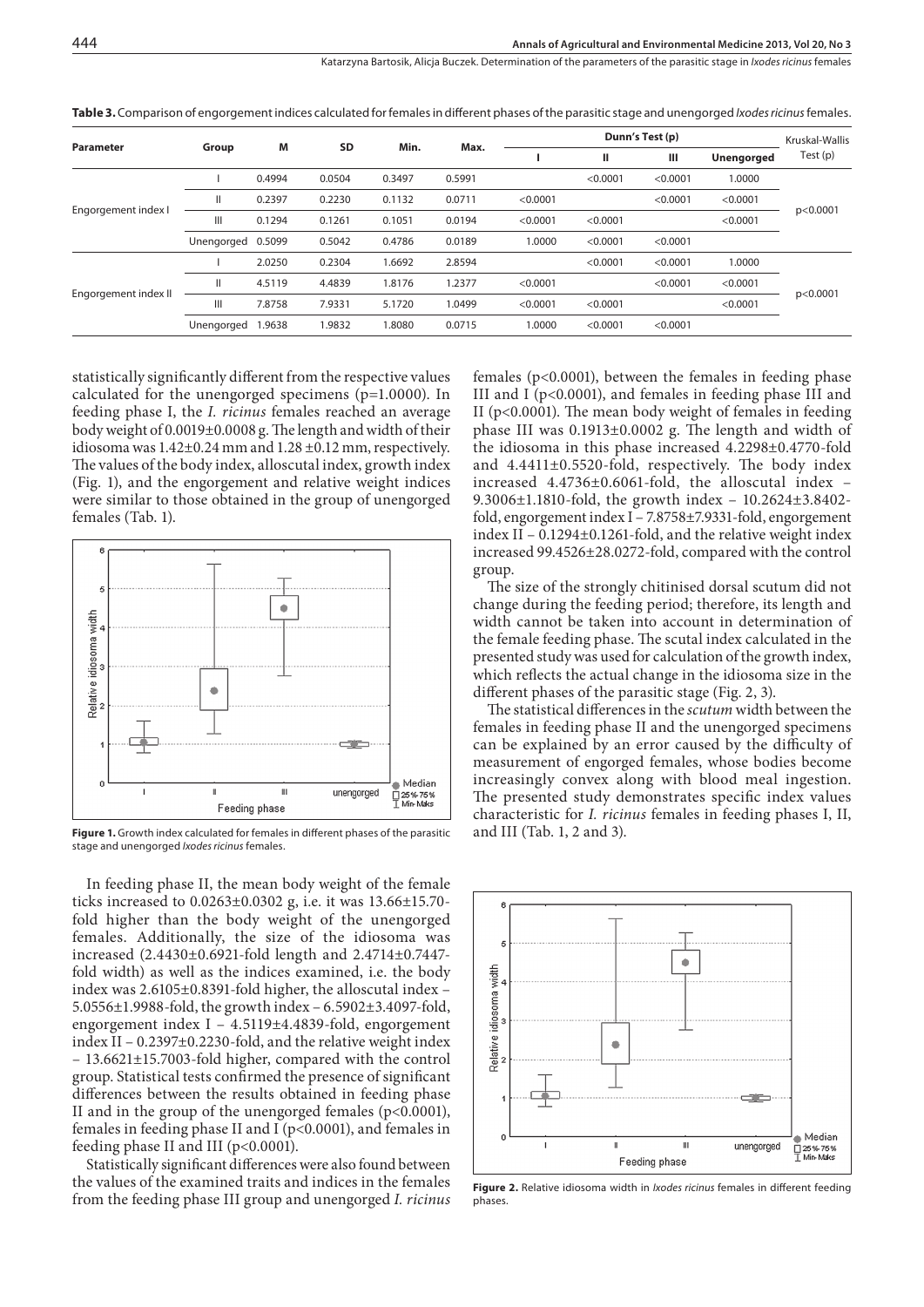**Table 3.** Comparison of engorgement indices calculated for females in different phases of the parasitic stage and unengorged *Ixodes ricinus* females.

| Parameter | Group | M | SD | Min. | Max. | Dunn's Test (p) | | | | Kruskal-Wallis Test (p) |
|---|---|---|---|---|---|---|---|---|---|---|
| | | | | | | I | II | III | Unengorged | |
| Engorgement index I | I | 0.4994 | 0.0504 | 0.3497 | 0.5991 | | <0.0001 | <0.0001 | 1.0000 | p<0.0001 |
| | II | 0.2397 | 0.2230 | 0.1132 | 0.0711 | <0.0001 | | <0.0001 | <0.0001 | |
| | III | 0.1294 | 0.1261 | 0.1051 | 0.0194 | <0.0001 | <0.0001 | | <0.0001 | |
| | Unengorged | 0.5099 | 0.5042 | 0.4786 | 0.0189 | 1.0000 | <0.0001 | <0.0001 | | |
| Engorgement index II | I | 2.0250 | 0.2304 | 1.6692 | 2.8594 | | <0.0001 | <0.0001 | 1.0000 | p<0.0001 |
| | II | 4.5119 | 4.4839 | 1.8176 | 1.2377 | <0.0001 | | <0.0001 | <0.0001 | |
| | III | 7.8758 | 7.9331 | 5.1720 | 1.0499 | <0.0001 | <0.0001 | | <0.0001 | |
| | Unengorged | 1.9638 | 1.9832 | 1.8080 | 0.0715 | 1.0000 | <0.0001 | <0.0001 | | |

statistically significantly different from the respective values calculated for the unengorged specimens (p=1.0000). In feeding phase I, the *I. ricinus* females reached an average body weight of 0.0019±0.0008 g. The length and width of their idiosoma was 1.42±0.24 mm and 1.28 ±0.12 mm, respectively. The values of the body index, alloscutal index, growth index (Fig. 1), and the engorgement and relative weight indices were similar to those obtained in the group of unengorged females (Tab. 1).

**Figure 1.** Growth index calculated for females in different phases of the parasitic stage and unengorged *Ixodes ricinus* females.

In feeding phase II, the mean body weight of the female ticks increased to 0.0263±0.0302 g, i.e. it was 13.66±15.70-fold higher than the body weight of the unengorged females. Additionally, the size of the idiosoma was increased (2.4430±0.6921-fold length and 2.4714±0.7447-fold width) as well as the indices examined, i.e. the body index was 2.6105±0.8391-fold higher, the alloscutal index – 5.0556±1.9988-fold, the growth index – 6.5902±3.4097-fold, engorgement index I – 4.5119±4.4839-fold, engorgement index II – 0.2397±0.2230-fold, and the relative weight index – 13.6621±15.7003-fold higher, compared with the control group. Statistical tests confirmed the presence of significant differences between the results obtained in feeding phase II and in the group of the unengorged females (p<0.0001), females in feeding phase II and I (p<0.0001), and females in feeding phase II and III (p<0.0001).

Statistically significant differences were also found between the values of the examined traits and indices in the females from the feeding phase III group and unengorged *I. ricinus* females (p<0.0001), between the females in feeding phase III and I (p<0.0001), and females in feeding phase III and II (p<0.0001). The mean body weight of females in feeding phase III was 0.1913±0.0002 g. The length and width of the idiosoma in this phase increased 4.2298±0.4770-fold and 4.4411±0.5520-fold, respectively. The body index increased 4.4736±0.6061-fold, the alloscutal index – 9.3006±1.1810-fold, the growth index – 10.2624±3.8402-fold, engorgement index I – 7.8758±7.9331-fold, engorgement index II – 0.1294±0.1261-fold, and the relative weight index increased 99.4526±28.0272-fold, compared with the control group.

The size of the strongly chitinised dorsal scutum did not change during the feeding period; therefore, its length and width cannot be taken into account in determination of the female feeding phase. The scutal index calculated in the presented study was used for calculation of the growth index, which reflects the actual change in the idiosoma size in the different phases of the parasitic stage (Fig. 2, 3).

The statistical differences in the *scutum* width between the females in feeding phase II and the unengorged specimens can be explained by an error caused by the difficulty of measurement of engorged females, whose bodies become increasingly convex along with blood meal ingestion. The presented study demonstrates specific index values characteristic for *I. ricinus* females in feeding phases I, II, and III (Tab. 1, 2 and 3).

**Figure 2.** Relative idiosoma width in *Ixodes ricinus* females in different feeding phases.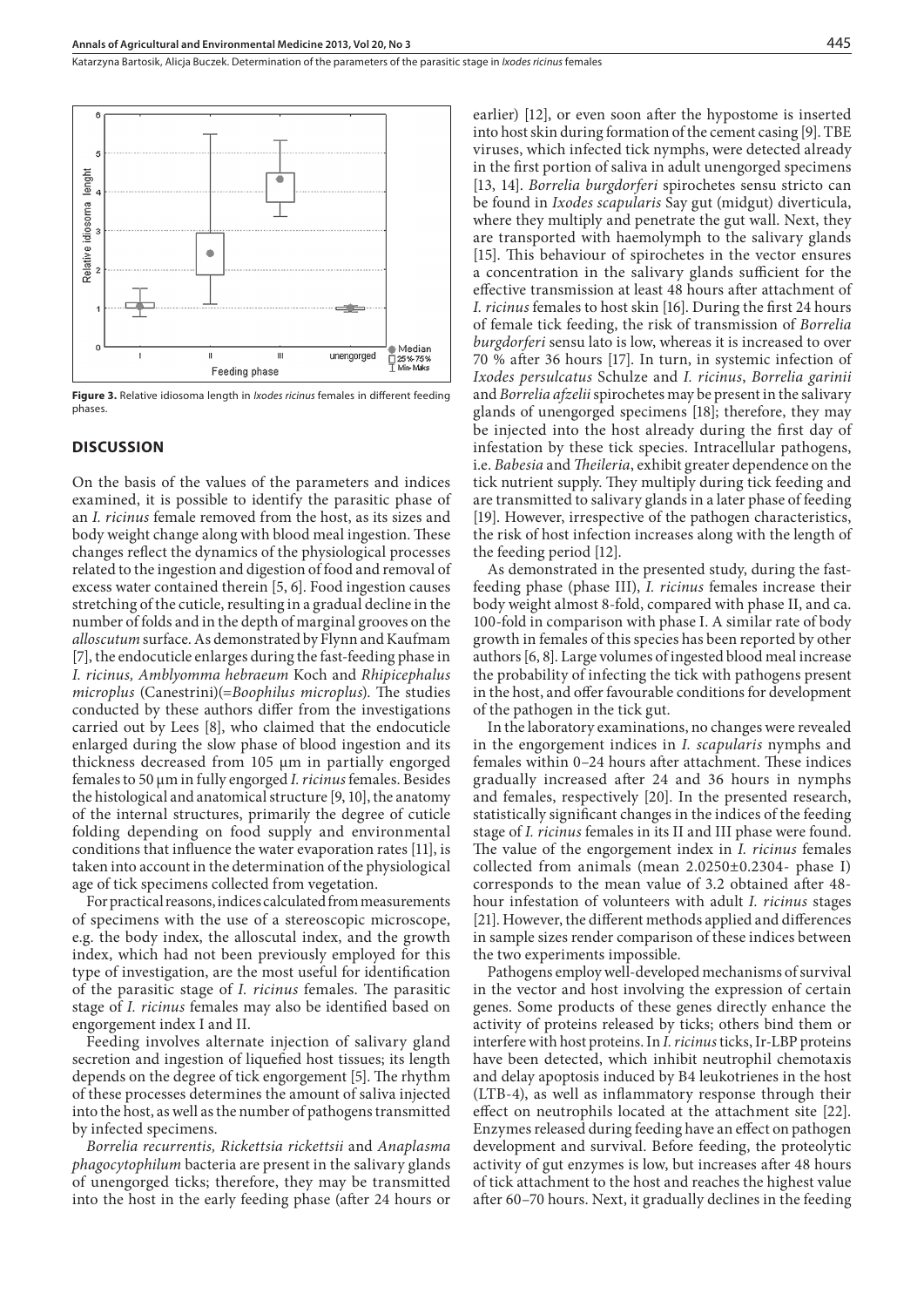**Figure 3.** Relative idiosoma length in *Ixodes ricinus* females in different feeding phases.

## DISCUSSION

On the basis of the values of the parameters and indices examined, it is possible to identify the parasitic phase of an *I. ricinus* female removed from the host, as its sizes and body weight change along with blood meal ingestion. These changes reflect the dynamics of the physiological processes related to the ingestion and digestion of food and removal of excess water contained therein [5, 6]. Food ingestion causes stretching of the cuticle, resulting in a gradual decline in the number of folds and in the depth of marginal grooves on the *alloscutum* surface. As demonstrated by Flynn and Kaufmam [7], the endocuticle enlarges during the fast-feeding phase in *I. ricinus, Amblyomma hebraeum* Koch and *Rhipicephalus microplus* (Canestrini)(=*Boophilus microplus*). The studies conducted by these authors differ from the investigations carried out by Lees [8], who claimed that the endocuticle enlarged during the slow phase of blood ingestion and its thickness decreased from 105 μm in partially engorged females to 50 μm in fully engorged *I. ricinus* females. Besides the histological and anatomical structure [9, 10], the anatomy of the internal structures, primarily the degree of cuticle folding depending on food supply and environmental conditions that influence the water evaporation rates [11], is taken into account in the determination of the physiological age of tick specimens collected from vegetation.

For practical reasons, indices calculated from measurements of specimens with the use of a stereoscopic microscope, e.g. the body index, the alloscutal index, and the growth index, which had not been previously employed for this type of investigation, are the most useful for identification of the parasitic stage of *I. ricinus* females. The parasitic stage of *I. ricinus* females may also be identified based on engorgement index I and II.

Feeding involves alternate injection of salivary gland secretion and ingestion of liquefied host tissues; its length depends on the degree of tick engorgement [5]. The rhythm of these processes determines the amount of saliva injected into the host, as well as the number of pathogens transmitted by infected specimens.

*Borrelia recurrentis, Rickettsia rickettsii* and *Anaplasma phagocytophilum* bacteria are present in the salivary glands of unengorged ticks; therefore, they may be transmitted into the host in the early feeding phase (after 24 hours or earlier) [12], or even soon after the hypostome is inserted into host skin during formation of the cement casing [9]. TBE viruses, which infected tick nymphs, were detected already in the first portion of saliva in adult unengorged specimens [13, 14]. *Borrelia burgdorferi* spirochetes sensu stricto can be found in *Ixodes scapularis* Say gut (midgut) diverticula, where they multiply and penetrate the gut wall. Next, they are transported with haemolymph to the salivary glands [15]. This behaviour of spirochetes in the vector ensures a concentration in the salivary glands sufficient for the effective transmission at least 48 hours after attachment of *I. ricinus* females to host skin [16]. During the first 24 hours of female tick feeding, the risk of transmission of *Borrelia burgdorferi* sensu lato is low, whereas it is increased to over 70 % after 36 hours [17]. In turn, in systemic infection of *Ixodes persulcatus* Schulze and *I. ricinus*, *Borrelia garinii* and *Borrelia afzelii* spirochetes may be present in the salivary glands of unengorged specimens [18]; therefore, they may be injected into the host already during the first day of infestation by these tick species. Intracellular pathogens, i.e. *Babesia* and *Theileria*, exhibit greater dependence on the tick nutrient supply. They multiply during tick feeding and are transmitted to salivary glands in a later phase of feeding [19]. However, irrespective of the pathogen characteristics, the risk of host infection increases along with the length of the feeding period [12].

As demonstrated in the presented study, during the fast-feeding phase (phase III), *I. ricinus* females increase their body weight almost 8-fold, compared with phase II, and ca. 100-fold in comparison with phase I. A similar rate of body growth in females of this species has been reported by other authors [6, 8]. Large volumes of ingested blood meal increase the probability of infecting the tick with pathogens present in the host, and offer favourable conditions for development of the pathogen in the tick gut.

In the laboratory examinations, no changes were revealed in the engorgement indices in *I. scapularis* nymphs and females within 0–24 hours after attachment. These indices gradually increased after 24 and 36 hours in nymphs and females, respectively [20]. In the presented research, statistically significant changes in the indices of the feeding stage of *I. ricinus* females in its II and III phase were found. The value of the engorgement index in *I. ricinus* females collected from animals (mean 2.0250±0.2304- phase I) corresponds to the mean value of 3.2 obtained after 48-hour infestation of volunteers with adult *I. ricinus* stages [21]. However, the different methods applied and differences in sample sizes render comparison of these indices between the two experiments impossible.

Pathogens employ well-developed mechanisms of survival in the vector and host involving the expression of certain genes. Some products of these genes directly enhance the activity of proteins released by ticks; others bind them or interfere with host proteins. In *I. ricinus* ticks, Ir-LBP proteins have been detected, which inhibit neutrophil chemotaxis and delay apoptosis induced by B4 leukotrienes in the host (LTB-4), as well as inflammatory response through their effect on neutrophils located at the attachment site [22]. Enzymes released during feeding have an effect on pathogen development and survival. Before feeding, the proteolytic activity of gut enzymes is low, but increases after 48 hours of tick attachment to the host and reaches the highest value after 60–70 hours. Next, it gradually declines in the feeding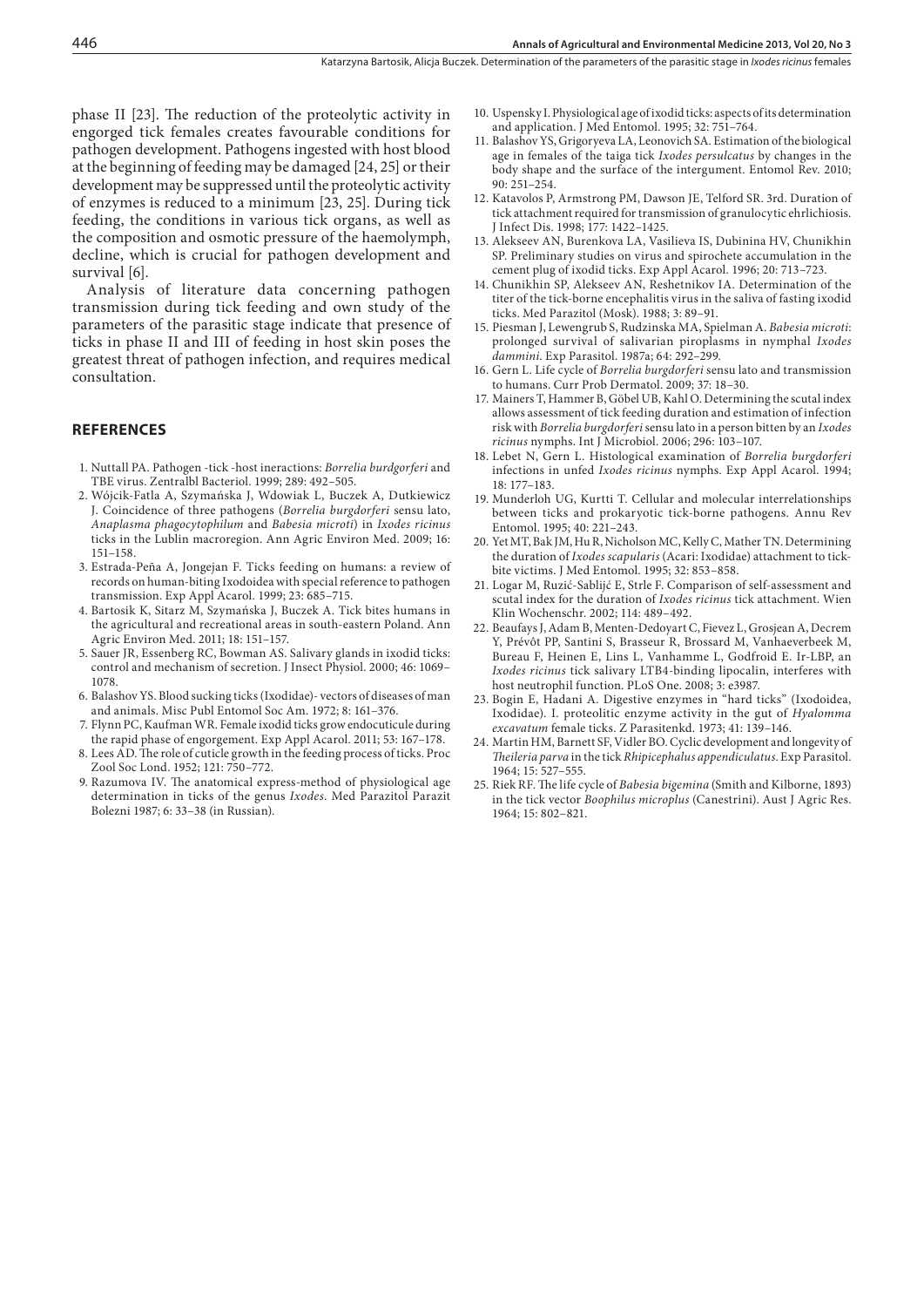phase II [23]. The reduction of the proteolytic activity in engorged tick females creates favourable conditions for pathogen development. Pathogens ingested with host blood at the beginning of feeding may be damaged [24, 25] or their development may be suppressed until the proteolytic activity of enzymes is reduced to a minimum [23, 25]. During tick feeding, the conditions in various tick organs, as well as the composition and osmotic pressure of the haemolymph, decline, which is crucial for pathogen development and survival [6].

Analysis of literature data concerning pathogen transmission during tick feeding and own study of the parameters of the parasitic stage indicate that presence of ticks in phase II and III of feeding in host skin poses the greatest threat of pathogen infection, and requires medical consultation.

## REFERENCES

1. Nuttall PA. Pathogen -tick -host ineractions: *Borrelia burdgorferi* and TBE virus. Zentralbl Bacteriol. 1999; 289: 492–505.
2. Wójcik-Fatla A, Szymańska J, Wdowiak L, Buczek A, Dutkiewicz J. Coincidence of three pathogens (*Borrelia burgdorferi* sensu lato, *Anaplasma phagocytophilum* and *Babesia microti*) in *Ixodes ricinus* ticks in the Lublin macroregion. Ann Agric Environ Med. 2009; 16: 151–158.
3. Estrada-Peña A, Jongejan F. Ticks feeding on humans: a review of records on human-biting Ixodoidea with special reference to pathogen transmission. Exp Appl Acarol. 1999; 23: 685–715.
4. Bartosik K, Sitarz M, Szymańska J, Buczek A. Tick bites humans in the agricultural and recreational areas in south-eastern Poland. Ann Agric Environ Med. 2011; 18: 151–157.
5. Sauer JR, Essenberg RC, Bowman AS. Salivary glands in ixodid ticks: control and mechanism of secretion. J Insect Physiol. 2000; 46: 1069–1078.
6. Balashov YS. Blood sucking ticks (Ixodidae)- vectors of diseases of man and animals. Misc Publ Entomol Soc Am. 1972; 8: 161–376.
7. Flynn PC, Kaufman WR. Female ixodid ticks grow endocuticule during the rapid phase of engorgement. Exp Appl Acarol. 2011; 53: 167–178.
8. Lees AD. The role of cuticle growth in the feeding process of ticks. Proc Zool Soc Lond. 1952; 121: 750–772.
9. Razumova IV. The anatomical express-method of physiological age determination in ticks of the genus *Ixodes*. Med Parazitol Parazit Bolezni 1987; 6: 33–38 (in Russian).
10. Uspensky I. Physiological age of ixodid ticks: aspects of its determination and application. J Med Entomol. 1995; 32: 751–764.
11. Balashov YS, Grigoryeva LA, Leonovich SA. Estimation of the biological age in females of the taiga tick *Ixodes persulcatus* by changes in the body shape and the surface of the intergument. Entomol Rev. 2010; 90: 251–254.
12. Katavolos P, Armstrong PM, Dawson JE, Telford SR. 3rd. Duration of tick attachment required for transmission of granulocytic ehrlichiosis. J Infect Dis. 1998; 177: 1422–1425.
13. Alekseev AN, Burenkova LA, Vasilieva IS, Dubinina HV, Chunikhin SP. Preliminary studies on virus and spirochete accumulation in the cement plug of ixodid ticks. Exp Appl Acarol. 1996; 20: 713–723.
14. Chunikhin SP, Alekseev AN, Reshetnikov IA. Determination of the titer of the tick-borne encephalitis virus in the saliva of fasting ixodid ticks. Med Parazitol (Mosk). 1988; 3: 89–91.
15. Piesman J, Lewengrub S, Rudzinska MA, Spielman A. *Babesia microti*: prolonged survival of salivarian piroplasms in nymphal *Ixodes dammini*. Exp Parasitol. 1987a; 64: 292–299.
16. Gern L. Life cycle of *Borrelia burgdorferi* sensu lato and transmission to humans. Curr Prob Dermatol. 2009; 37: 18–30.
17. Mainers T, Hammer B, Göbel UB, Kahl O. Determining the scutal index allows assessment of tick feeding duration and estimation of infection risk with *Borrelia burgdorferi* sensu lato in a person bitten by an *Ixodes ricinus* nymphs. Int J Microbiol. 2006; 296: 103–107.
18. Lebet N, Gern L. Histological examination of *Borrelia burgdorferi* infections in unfed *Ixodes ricinus* nymphs. Exp Appl Acarol. 1994; 18: 177–183.
19. Munderloh UG, Kurtti T. Cellular and molecular interrelationships between ticks and prokaryotic tick-borne pathogens. Annu Rev Entomol. 1995; 40: 221–243.
20. Yet MT, Bak JM, Hu R, Nicholson MC, Kelly C, Mather TN. Determining the duration of *Ixodes scapularis* (Acari: Ixodidae) attachment to tick-bite victims. J Med Entomol. 1995; 32: 853–858.
21. Logar M, Ruzić-Sablijć E, Strle F. Comparison of self-assessment and scutal index for the duration of *Ixodes ricinus* tick attachment. Wien Klin Wochenschr. 2002; 114: 489–492.
22. Beaufays J, Adam B, Menten-Dedoyart C, Fievez L, Grosjean A, Decrem Y, Prévôt PP, Santini S, Brasseur R, Brossard M, Vanhaeverbeek M, Bureau F, Heinen E, Lins L, Vanhamme L, Godfroid E. Ir-LBP, an *Ixodes ricinus* tick salivary LTB4-binding lipocalin, interferes with host neutrophil function. PLoS One. 2008; 3: e3987.
23. Bogin E, Hadani A. Digestive enzymes in "hard ticks" (Ixodoidea, Ixodidae). I. proteolitic enzyme activity in the gut of *Hyalomma excavatum* female ticks. Z Parasitenkd. 1973; 41: 139–146.
24. Martin HM, Barnett SF, Vidler BO. Cyclic development and longevity of *Theileria parva* in the tick *Rhipicephalus appendiculatus*. Exp Parasitol. 1964; 15: 527–555.
25. Riek RF. The life cycle of *Babesia bigemina* (Smith and Kilborne, 1893) in the tick vector *Boophilus microplus* (Canestrini). Aust J Agric Res. 1964; 15: 802–821.